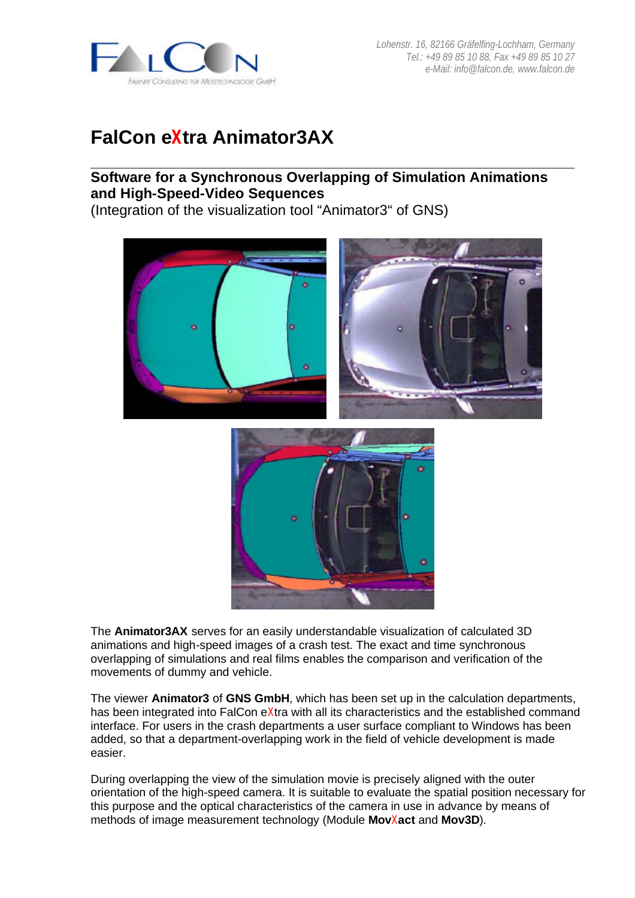Lohenstr. 16, 82166 Gräfelfing-Lochham, Germany
Tel.: +49 89 85 10 88, Fax +49 89 85 10 27
e-Mail: info@falcon.de, www.falcon.de

# FalCon eXtra Animator3AX

## Software for a Synchronous Overlapping of Simulation Animations and High-Speed-Video Sequences

(Integration of the visualization tool "Animator3" of GNS)

The **Animator3AX** serves for an easily understandable visualization of calculated 3D animations and high-speed images of a crash test. The exact and time synchronous overlapping of simulations and real films enables the comparison and verification of the movements of dummy and vehicle.

The viewer **Animator3** of **GNS GmbH**, which has been set up in the calculation departments, has been integrated into FalCon eXtra with all its characteristics and the established command interface. For users in the crash departments a user surface compliant to Windows has been added, so that a department-overlapping work in the field of vehicle development is made easier.

During overlapping the view of the simulation movie is precisely aligned with the outer orientation of the high-speed camera. It is suitable to evaluate the spatial position necessary for this purpose and the optical characteristics of the camera in use in advance by means of methods of image measurement technology (Module **MovXact** and **Mov3D**).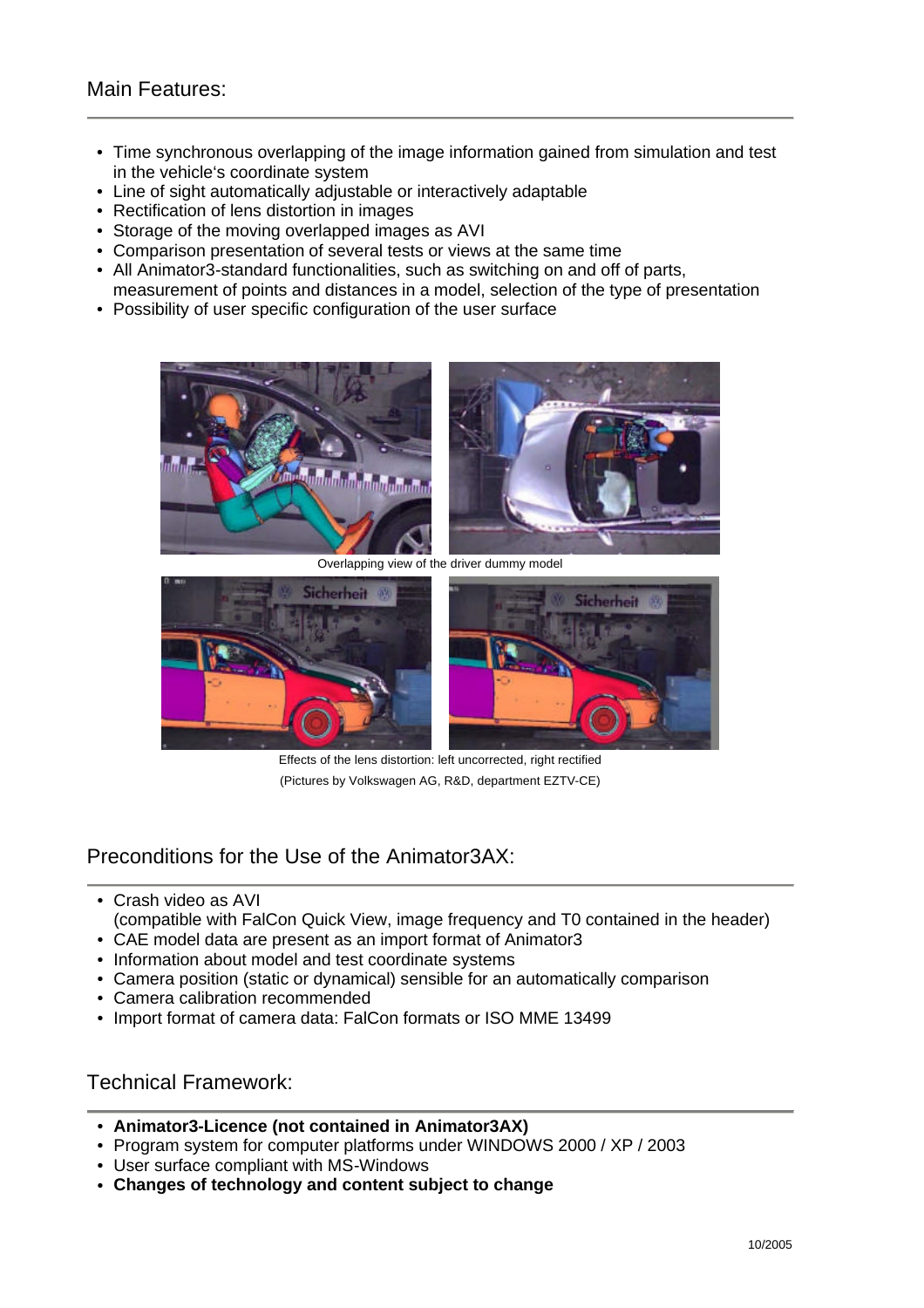## Main Features:

- Time synchronous overlapping of the image information gained from simulation and test in the vehicle's coordinate system
- Line of sight automatically adjustable or interactively adaptable
- Rectification of lens distortion in images
- Storage of the moving overlapped images as AVI
- Comparison presentation of several tests or views at the same time
- All Animator3-standard functionalities, such as switching on and off of parts, measurement of points and distances in a model, selection of the type of presentation
- Possibility of user specific configuration of the user surface

Overlapping view of the driver dummy model

Effects of the lens distortion: left uncorrected, right rectified

(Pictures by Volkswagen AG, R&D, department EZTV-CE)

## Preconditions for the Use of the Animator3AX:

- Crash video as AVI
  (compatible with FalCon Quick View, image frequency and T0 contained in the header)
- CAE model data are present as an import format of Animator3
- Information about model and test coordinate systems
- Camera position (static or dynamical) sensible for an automatically comparison
- Camera calibration recommended
- Import format of camera data: FalCon formats or ISO MME 13499

## Technical Framework:

- **Animator3-Licence (not contained in Animator3AX)**
- Program system for computer platforms under WINDOWS 2000 / XP / 2003
- User surface compliant with MS-Windows
- **Changes of technology and content subject to change**

10/2005